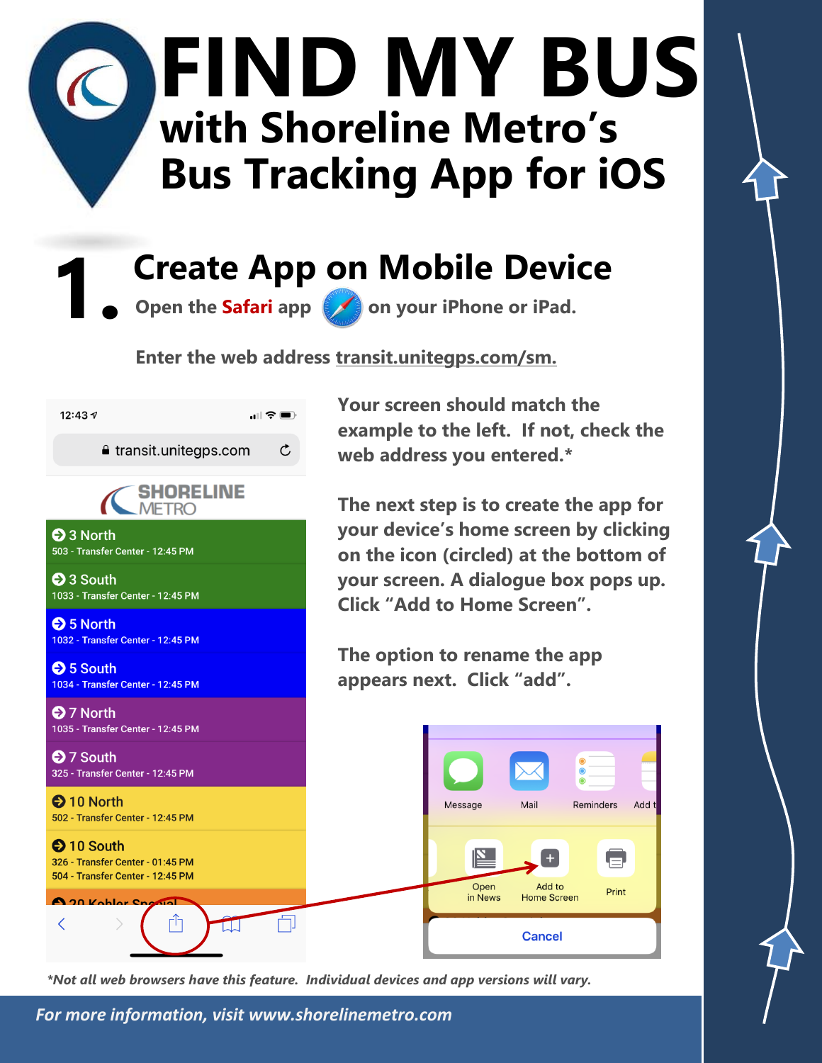# FIND MY BUS

## with Shoreline Metro's Bus Tracking App for iOS

## 1. Create App on Mobile Device

**Open the Safari app on your iPhone or iPad.**

**Enter the web address transit.unitegps.com/sm.**

**Your screen should match the example to the left. If not, check the web address you entered.***

**The next step is to create the app for your device's home screen by clicking on the icon (circled) at the bottom of your screen. A dialogue box pops up. Click "Add to Home Screen".**

**The option to rename the app appears next. Click "add".**

*\*Not all web browsers have this feature. Individual devices and app versions will vary.*

*For more information, visit www.shorelinemetro.com*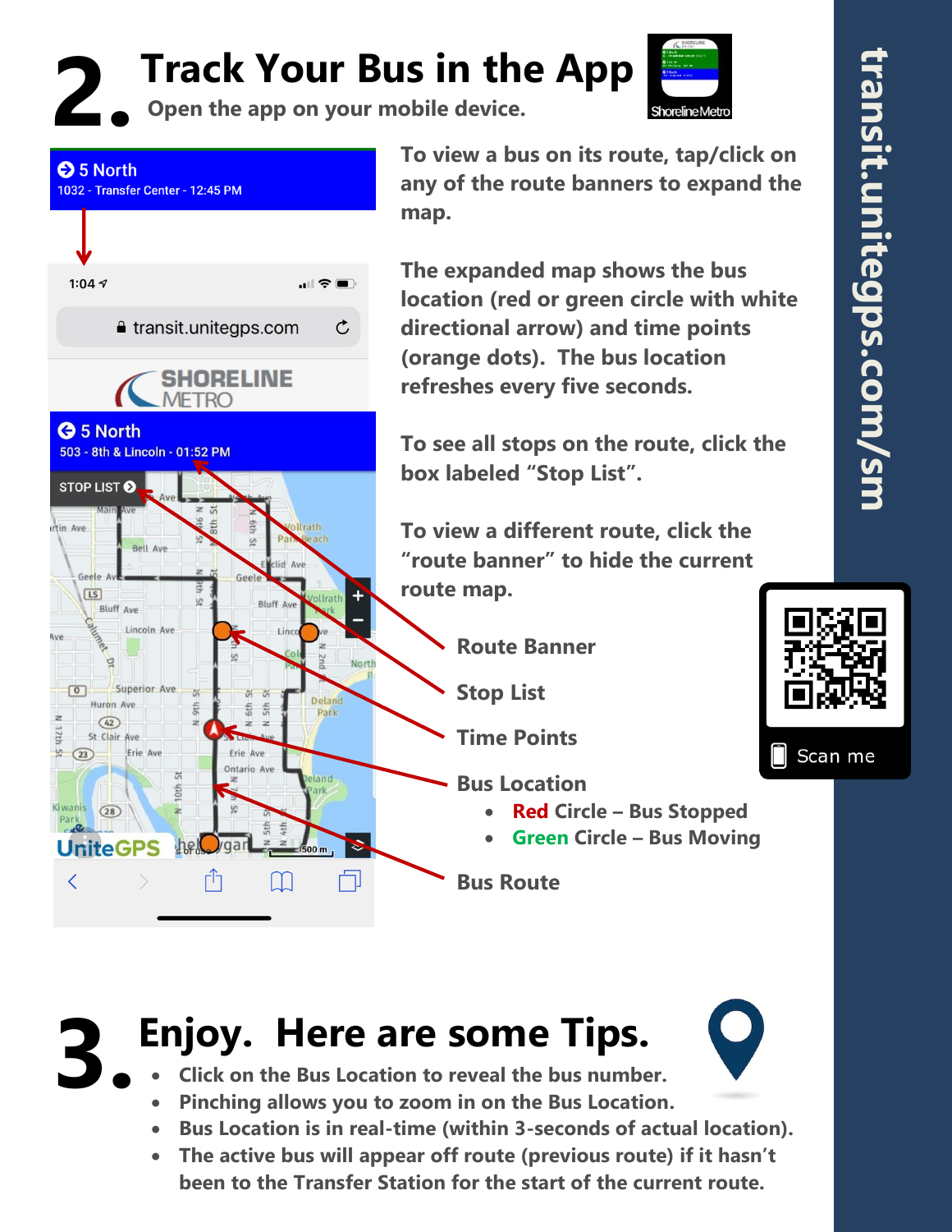# 2. Track Your Bus in the App

**Open the app on your mobile device.**

To view a bus on its route, tap/click on any of the route banners to expand the map.

The expanded map shows the bus location (red or green circle with white directional arrow) and time points (orange dots). The bus location refreshes every five seconds.

To see all stops on the route, click the box labeled “Stop List”.

To view a different route, click the “route banner” to hide the current route map.

Route Banner

Stop List

Time Points

Bus Location

- Red Circle – Bus Stopped
- Green Circle – Bus Moving

Bus Route

Scan me

transit.unitegps.com/sm

# 3. Enjoy. Here are some Tips.

- Click on the Bus Location to reveal the bus number.
- Pinching allows you to zoom in on the Bus Location.
- Bus Location is in real-time (within 3-seconds of actual location).
- The active bus will appear off route (previous route) if it hasn’t been to the Transfer Station for the start of the current route.